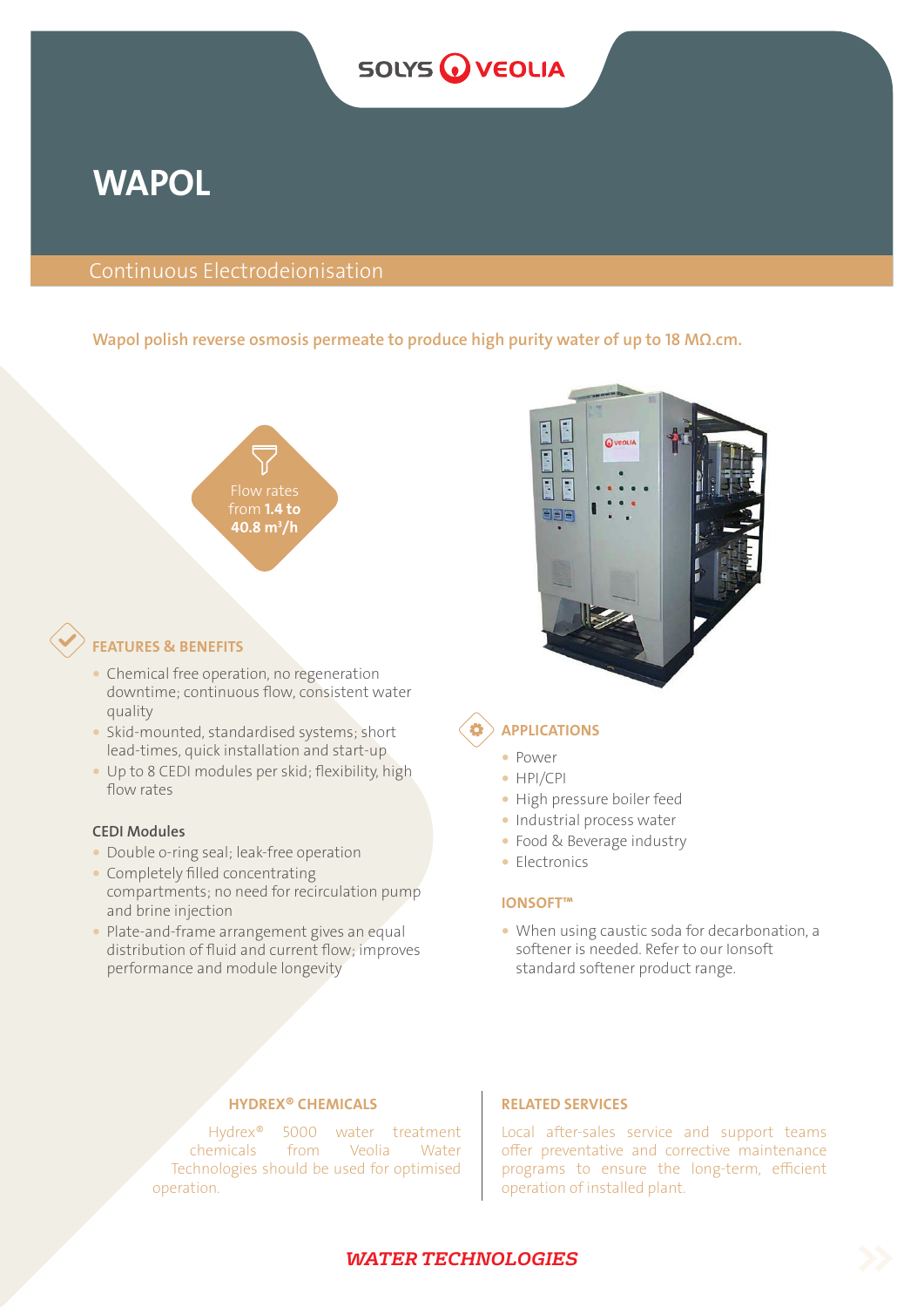# WAPOL

## Continuous Electrodeionisation

**Wapol polish reverse osmosis permeate to produce high purity water of up to 18 MΩ.cm.**

Flow rates from **1.4 to 40.8 m³/h**

## FEATURES & BENEFITS

- Chemical free operation, no regeneration downtime; continuous flow, consistent water quality
- Skid-mounted, standardised systems; short lead-times, quick installation and start-up
- Up to 8 CEDI modules per skid; flexibility, high flow rates

### CEDI Modules

- Double o-ring seal; leak-free operation
- Completely filled concentrating compartments; no need for recirculation pump and brine injection
- Plate-and-frame arrangement gives an equal distribution of fluid and current flow; improves performance and module longevity

## APPLICATIONS

- Power
- HPI/CPI
- High pressure boiler feed
- Industrial process water
- Food & Beverage industry
- Electronics

## IONSOFT™

- When using caustic soda for decarbonation, a softener is needed. Refer to our Ionsoft standard softener product range.

## HYDREX® CHEMICALS

Hydrex® 5000 water treatment chemicals from Veolia Water Technologies should be used for optimised operation.

## RELATED SERVICES

Local after-sales service and support teams offer preventative and corrective maintenance programs to ensure the long-term, efficient operation of installed plant.

*WATER TECHNOLOGIES*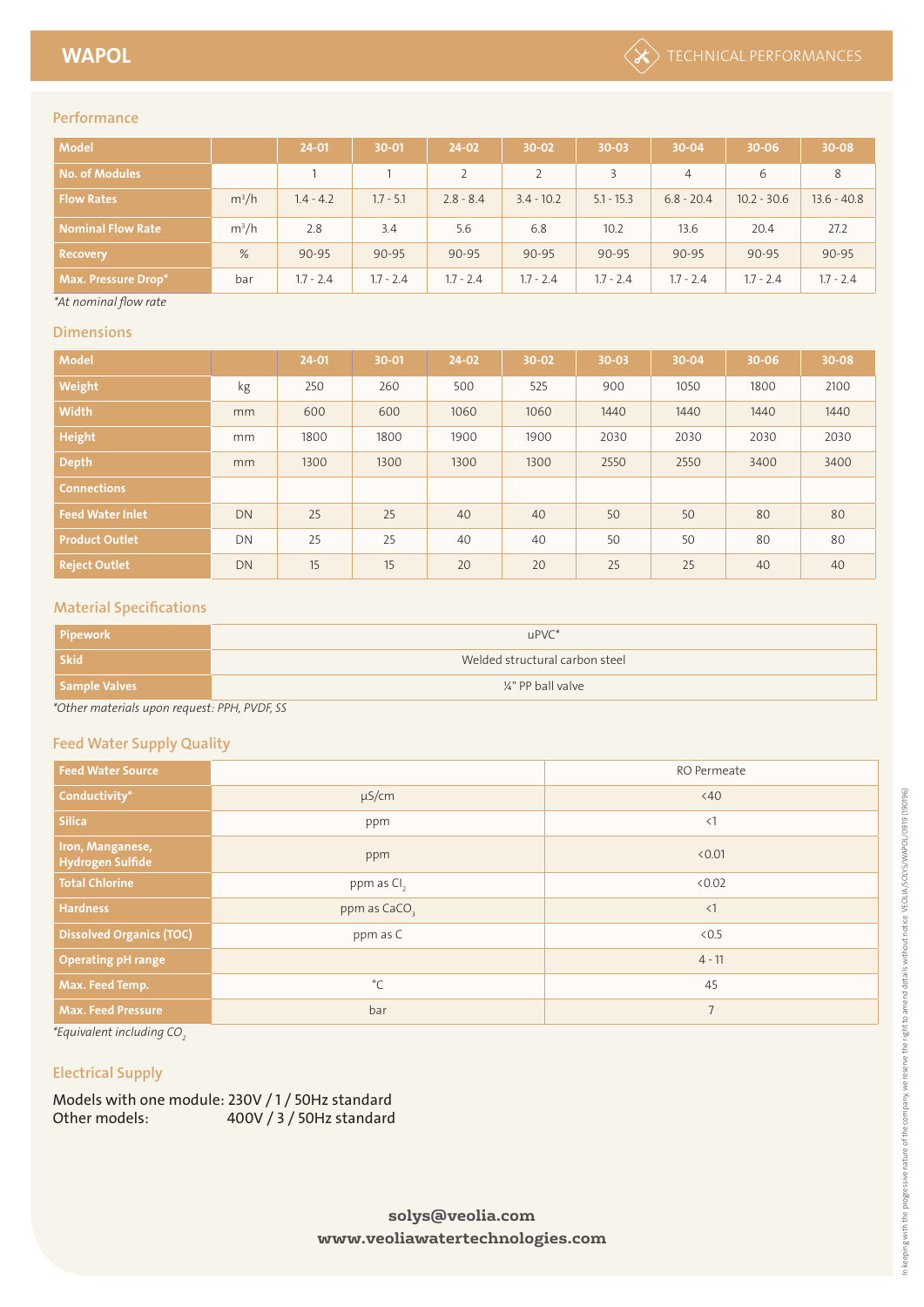# WAPOL

TECHNICAL PERFORMANCES

## Performance

| Model | | 24-01 | 30-01 | 24-02 | 30-02 | 30-03 | 30-04 | 30-06 | 30-08 |
|---|---|---|---|---|---|---|---|---|---|
| No. of Modules | | 1 | 1 | 2 | 2 | 3 | 4 | 6 | 8 |
| Flow Rates | $m^3/h$ | 1.4 - 4.2 | 1.7 - 5.1 | 2.8 - 8.4 | 3.4 - 10.2 | 5.1 - 15.3 | 6.8 - 20.4 | 10.2 - 30.6 | 13.6 - 40.8 |
| Nominal Flow Rate | $m^3/h$ | 2.8 | 3.4 | 5.6 | 6.8 | 10.2 | 13.6 | 20.4 | 27.2 |
| Recovery | % | 90-95 | 90-95 | 90-95 | 90-95 | 90-95 | 90-95 | 90-95 | 90-95 |
| Max. Pressure Drop* | bar | 1.7 - 2.4 | 1.7 - 2.4 | 1.7 - 2.4 | 1.7 - 2.4 | 1.7 - 2.4 | 1.7 - 2.4 | 1.7 - 2.4 | 1.7 - 2.4 |

*At nominal flow rate*

## Dimensions

| Model | | 24-01 | 30-01 | 24-02 | 30-02 | 30-03 | 30-04 | 30-06 | 30-08 |
|---|---|---|---|---|---|---|---|---|---|
| Weight | kg | 250 | 260 | 500 | 525 | 900 | 1050 | 1800 | 2100 |
| Width | mm | 600 | 600 | 1060 | 1060 | 1440 | 1440 | 1440 | 1440 |
| Height | mm | 1800 | 1800 | 1900 | 1900 | 2030 | 2030 | 2030 | 2030 |
| Depth | mm | 1300 | 1300 | 1300 | 1300 | 2550 | 2550 | 3400 | 3400 |
| Connections | | | | | | | | | |
| Feed Water Inlet | DN | 25 | 25 | 40 | 40 | 50 | 50 | 80 | 80 |
| Product Outlet | DN | 25 | 25 | 40 | 40 | 50 | 50 | 80 | 80 |
| Reject Outlet | DN | 15 | 15 | 20 | 20 | 25 | 25 | 40 | 40 |

## Material Specifications

| | |
|---|---|
| Pipework | uPVC* |
| Skid | Welded structural carbon steel |
| Sample Valves | ¼" PP ball valve |

*Other materials upon request: PPH, PVDF, SS*

## Feed Water Supply Quality

| Feed Water Source | | RO Permeate |
|---|---|---|
| Conductivity* | µS/cm | <40 |
| Silica | ppm | <1 |
| Iron, Manganese, Hydrogen Sulfide | ppm | <0.01 |
| Total Chlorine | ppm as $Cl_2$ | <0.02 |
| Hardness | ppm as $CaCO_3$ | <1 |
| Dissolved Organics (TOC) | ppm as C | <0.5 |
| Operating pH range | | 4 - 11 |
| Max. Feed Temp. | °C | 45 |
| Max. Feed Pressure | bar | 7 |

*Equivalent including $CO_2$*

## Electrical Supply

Models with one module: 230V / 1 / 50Hz standard
Other models: 400V / 3 / 50Hz standard

**solys@veolia.com**
**www.veoliawatertechnologies.com**

In keeping with the progressive nature of the company, we reserve the right to amend details without notice. VEOLIA/SOLYS/WAPOL/0919 (190196)